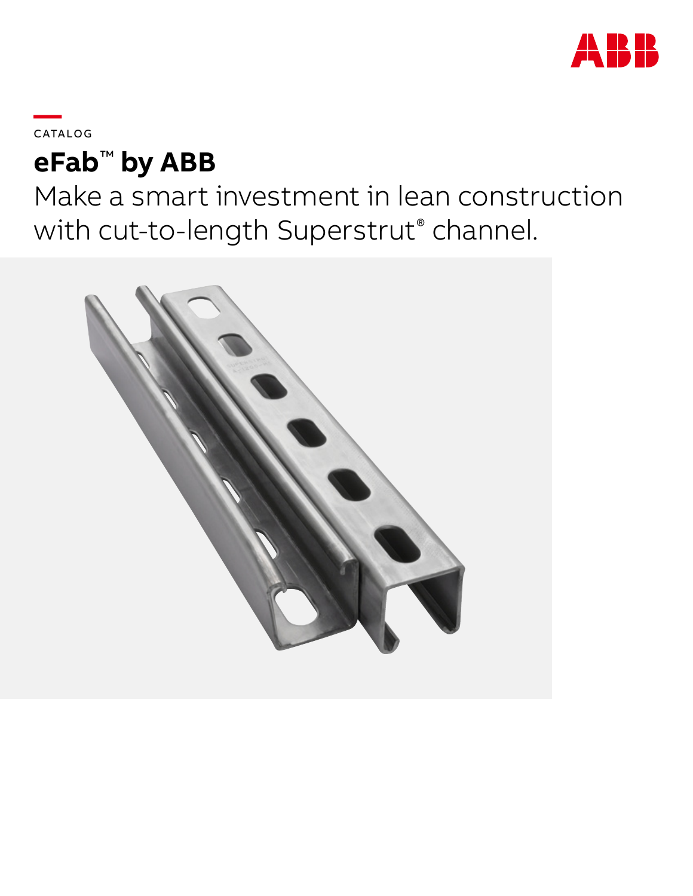CATALOG

# eFab™ by ABB

Make a smart investment in lean construction with cut-to-length Superstrut® channel.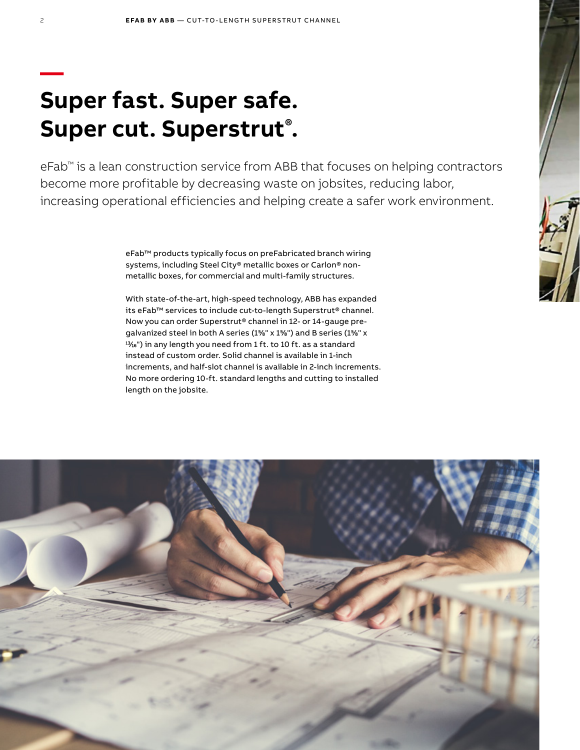# Super fast. Super safe. Super cut. Superstrut®.

eFab™ is a lean construction service from ABB that focuses on helping contractors become more profitable by decreasing waste on jobsites, reducing labor, increasing operational efficiencies and helping create a safer work environment.

eFab™ products typically focus on preFabricated branch wiring systems, including Steel City® metallic boxes or Carlon® non-metallic boxes, for commercial and multi-family structures.

With state-of-the-art, high-speed technology, ABB has expanded its eFab™ services to include cut-to-length Superstrut® channel. Now you can order Superstrut® channel in 12- or 14-gauge pre-galvanized steel in both A series (1⅝" x 1⅝") and B series (1⅝" x 13/16") in any length you need from 1 ft. to 10 ft. as a standard instead of custom order. Solid channel is available in 1-inch increments, and half-slot channel is available in 2-inch increments. No more ordering 10-ft. standard lengths and cutting to installed length on the jobsite.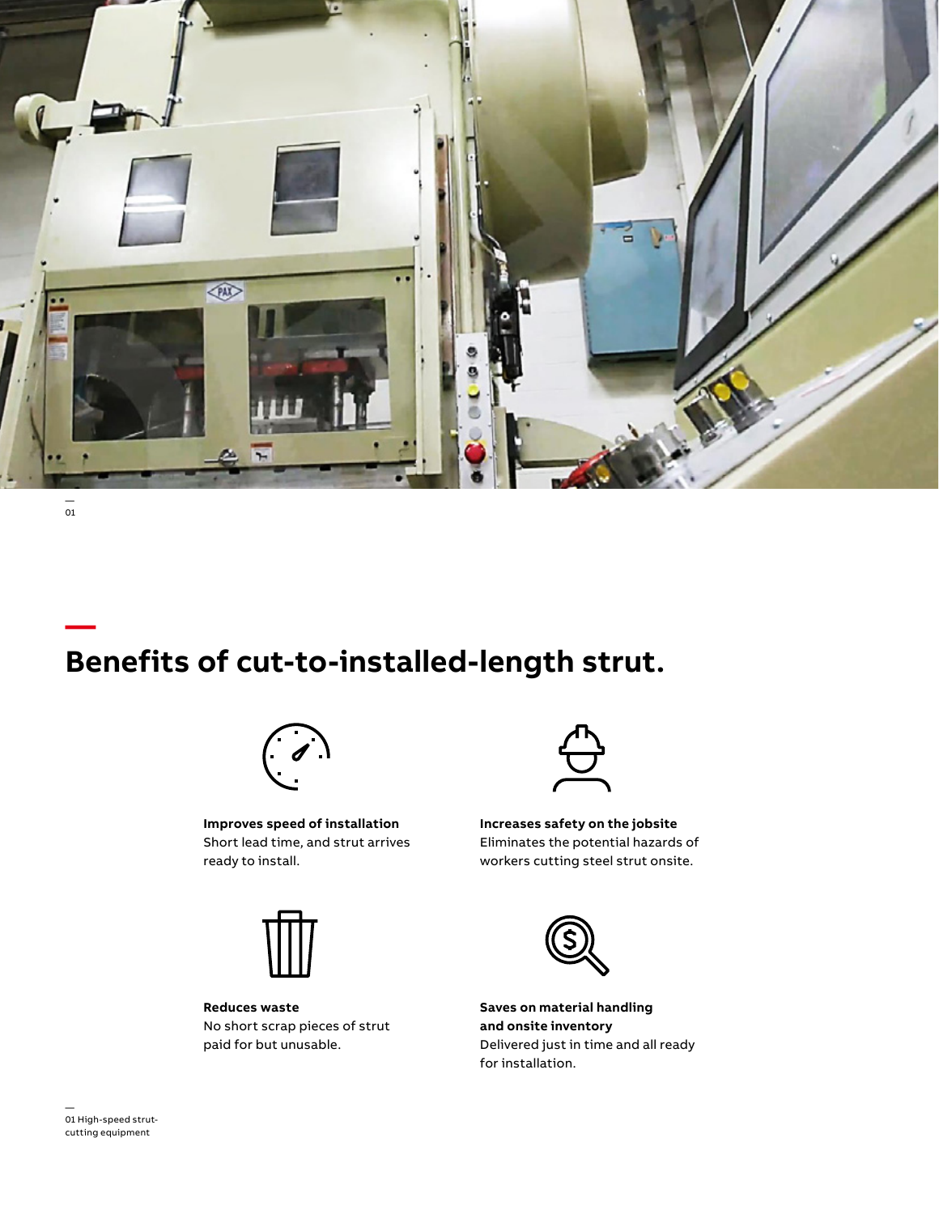## Benefits of cut-to-installed-length strut.

**Improves speed of installation**
Short lead time, and strut arrives ready to install.

**Increases safety on the jobsite**
Eliminates the potential hazards of workers cutting steel strut onsite.

**Reduces waste**
No short scrap pieces of strut paid for but unusable.

**Saves on material handling and onsite inventory**
Delivered just in time and all ready for installation.

01 High-speed strut-cutting equipment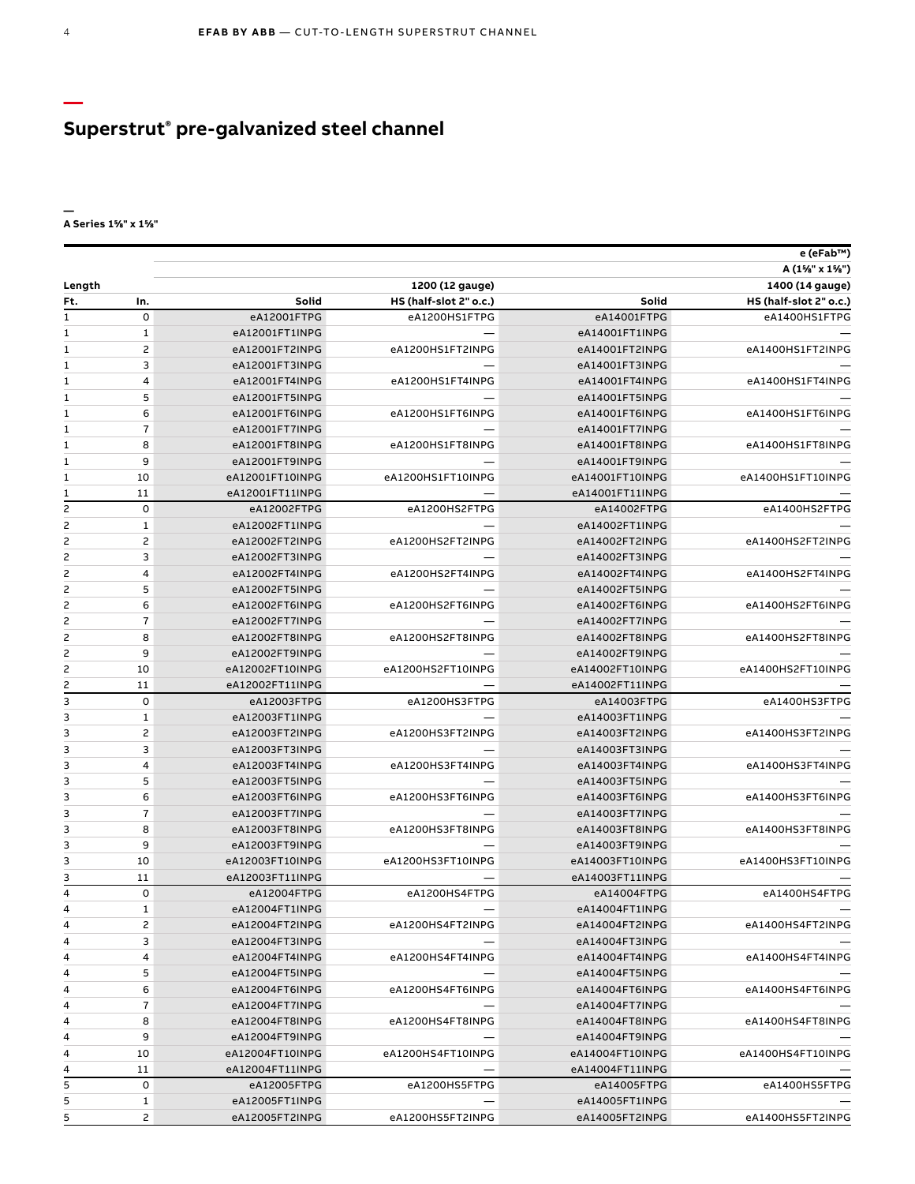## Superstrut® pre-galvanized steel channel

### A Series 1⅝" x 1⅝"

| | | e (eFab™) | | | |
|---|---|---|---|---|---|
| | | A (1⅝" x 1⅝") | | | |
| Length | | 1200 (12 gauge) | | 1400 (14 gauge) | |
| Ft. | In. | Solid | HS (half-slot 2" o.c.) | Solid | HS (half-slot 2" o.c.) |
| 1 | 0 | eA12001FTPG | eA1200HS1FTPG | eA14001FTPG | eA1400HS1FTPG |
| 1 | 1 | eA12001FT1INPG | — | eA14001FT1INPG | — |
| 1 | 2 | eA12001FT2INPG | eA1200HS1FT2INPG | eA14001FT2INPG | eA1400HS1FT2INPG |
| 1 | 3 | eA12001FT3INPG | — | eA14001FT3INPG | — |
| 1 | 4 | eA12001FT4INPG | eA1200HS1FT4INPG | eA14001FT4INPG | eA1400HS1FT4INPG |
| 1 | 5 | eA12001FT5INPG | — | eA14001FT5INPG | — |
| 1 | 6 | eA12001FT6INPG | eA1200HS1FT6INPG | eA14001FT6INPG | eA1400HS1FT6INPG |
| 1 | 7 | eA12001FT7INPG | — | eA14001FT7INPG | — |
| 1 | 8 | eA12001FT8INPG | eA1200HS1FT8INPG | eA14001FT8INPG | eA1400HS1FT8INPG |
| 1 | 9 | eA12001FT9INPG | — | eA14001FT9INPG | — |
| 1 | 10 | eA12001FT10INPG | eA1200HS1FT10INPG | eA14001FT10INPG | eA1400HS1FT10INPG |
| 1 | 11 | eA12001FT11INPG | — | eA14001FT11INPG | — |
| 2 | 0 | eA12002FTPG | eA1200HS2FTPG | eA14002FTPG | eA1400HS2FTPG |
| 2 | 1 | eA12002FT1INPG | — | eA14002FT1INPG | — |
| 2 | 2 | eA12002FT2INPG | eA1200HS2FT2INPG | eA14002FT2INPG | eA1400HS2FT2INPG |
| 2 | 3 | eA12002FT3INPG | — | eA14002FT3INPG | — |
| 2 | 4 | eA12002FT4INPG | eA1200HS2FT4INPG | eA14002FT4INPG | eA1400HS2FT4INPG |
| 2 | 5 | eA12002FT5INPG | — | eA14002FT5INPG | — |
| 2 | 6 | eA12002FT6INPG | eA1200HS2FT6INPG | eA14002FT6INPG | eA1400HS2FT6INPG |
| 2 | 7 | eA12002FT7INPG | — | eA14002FT7INPG | — |
| 2 | 8 | eA12002FT8INPG | eA1200HS2FT8INPG | eA14002FT8INPG | eA1400HS2FT8INPG |
| 2 | 9 | eA12002FT9INPG | — | eA14002FT9INPG | — |
| 2 | 10 | eA12002FT10INPG | eA1200HS2FT10INPG | eA14002FT10INPG | eA1400HS2FT10INPG |
| 2 | 11 | eA12002FT11INPG | — | eA14002FT11INPG | — |
| 3 | 0 | eA12003FTPG | eA1200HS3FTPG | eA14003FTPG | eA1400HS3FTPG |
| 3 | 1 | eA12003FT1INPG | — | eA14003FT1INPG | — |
| 3 | 2 | eA12003FT2INPG | eA1200HS3FT2INPG | eA14003FT2INPG | eA1400HS3FT2INPG |
| 3 | 3 | eA12003FT3INPG | — | eA14003FT3INPG | — |
| 3 | 4 | eA12003FT4INPG | eA1200HS3FT4INPG | eA14003FT4INPG | eA1400HS3FT4INPG |
| 3 | 5 | eA12003FT5INPG | — | eA14003FT5INPG | — |
| 3 | 6 | eA12003FT6INPG | eA1200HS3FT6INPG | eA14003FT6INPG | eA1400HS3FT6INPG |
| 3 | 7 | eA12003FT7INPG | — | eA14003FT7INPG | — |
| 3 | 8 | eA12003FT8INPG | eA1200HS3FT8INPG | eA14003FT8INPG | eA1400HS3FT8INPG |
| 3 | 9 | eA12003FT9INPG | — | eA14003FT9INPG | — |
| 3 | 10 | eA12003FT10INPG | eA1200HS3FT10INPG | eA14003FT10INPG | eA1400HS3FT10INPG |
| 3 | 11 | eA12003FT11INPG | — | eA14003FT11INPG | — |
| 4 | 0 | eA12004FTPG | eA1200HS4FTPG | eA14004FTPG | eA1400HS4FTPG |
| 4 | 1 | eA12004FT1INPG | — | eA14004FT1INPG | — |
| 4 | 2 | eA12004FT2INPG | eA1200HS4FT2INPG | eA14004FT2INPG | eA1400HS4FT2INPG |
| 4 | 3 | eA12004FT3INPG | — | eA14004FT3INPG | — |
| 4 | 4 | eA12004FT4INPG | eA1200HS4FT4INPG | eA14004FT4INPG | eA1400HS4FT4INPG |
| 4 | 5 | eA12004FT5INPG | — | eA14004FT5INPG | — |
| 4 | 6 | eA12004FT6INPG | eA1200HS4FT6INPG | eA14004FT6INPG | eA1400HS4FT6INPG |
| 4 | 7 | eA12004FT7INPG | — | eA14004FT7INPG | — |
| 4 | 8 | eA12004FT8INPG | eA1200HS4FT8INPG | eA14004FT8INPG | eA1400HS4FT8INPG |
| 4 | 9 | eA12004FT9INPG | — | eA14004FT9INPG | — |
| 4 | 10 | eA12004FT10INPG | eA1200HS4FT10INPG | eA14004FT10INPG | eA1400HS4FT10INPG |
| 4 | 11 | eA12004FT11INPG | — | eA14004FT11INPG | — |
| 5 | 0 | eA12005FTPG | eA1200HS5FTPG | eA14005FTPG | eA1400HS5FTPG |
| 5 | 1 | eA12005FT1INPG | — | eA14005FT1INPG | — |
| 5 | 2 | eA12005FT2INPG | eA1200HS5FT2INPG | eA14005FT2INPG | eA1400HS5FT2INPG |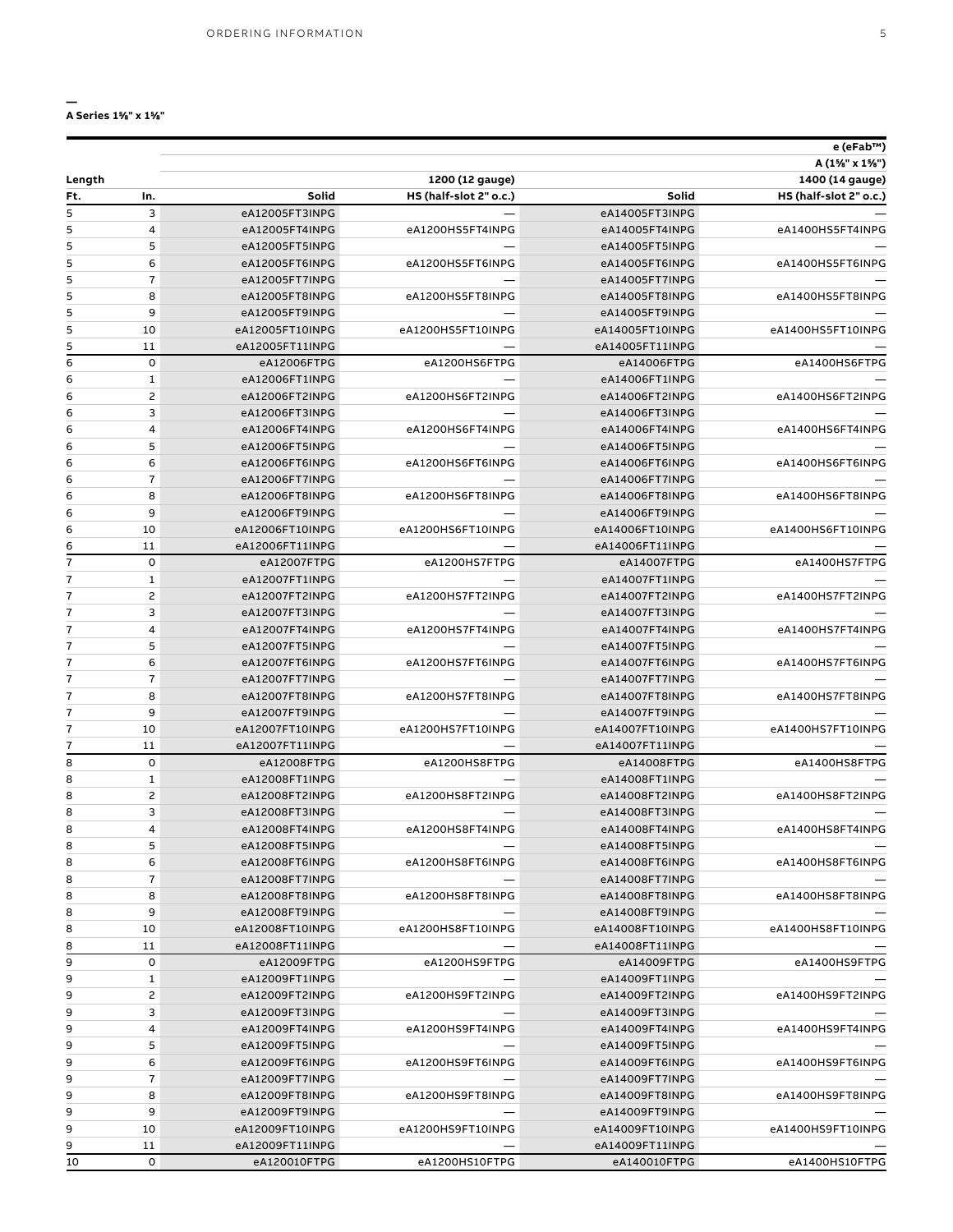## A Series 1⅝" x 1⅝"

| Length | | | | | e (eFab™) |
|---|---|---|---|---|---|
| | | | | | A (1⅝" x 1⅝") |
| | | | 1200 (12 gauge) | | 1400 (14 gauge) |
| Ft. | In. | Solid | HS (half-slot 2" o.c.) | Solid | HS (half-slot 2" o.c.) |
| 5 | 3 | eA12005FT3INPG | — | eA14005FT3INPG | — |
| 5 | 4 | eA12005FT4INPG | eA1200HS5FT4INPG | eA14005FT4INPG | eA1400HS5FT4INPG |
| 5 | 5 | eA12005FT5INPG | — | eA14005FT5INPG | — |
| 5 | 6 | eA12005FT6INPG | eA1200HS5FT6INPG | eA14005FT6INPG | eA1400HS5FT6INPG |
| 5 | 7 | eA12005FT7INPG | — | eA14005FT7INPG | — |
| 5 | 8 | eA12005FT8INPG | eA1200HS5FT8INPG | eA14005FT8INPG | eA1400HS5FT8INPG |
| 5 | 9 | eA12005FT9INPG | — | eA14005FT9INPG | — |
| 5 | 10 | eA12005FT10INPG | eA1200HS5FT10INPG | eA14005FT10INPG | eA1400HS5FT10INPG |
| 5 | 11 | eA12005FT11INPG | — | eA14005FT11INPG | — |
| 6 | 0 | eA12006FTPG | eA1200HS6FTPG | eA14006FTPG | eA1400HS6FTPG |
| 6 | 1 | eA12006FT1INPG | — | eA14006FT1INPG | — |
| 6 | 2 | eA12006FT2INPG | eA1200HS6FT2INPG | eA14006FT2INPG | eA1400HS6FT2INPG |
| 6 | 3 | eA12006FT3INPG | — | eA14006FT3INPG | — |
| 6 | 4 | eA12006FT4INPG | eA1200HS6FT4INPG | eA14006FT4INPG | eA1400HS6FT4INPG |
| 6 | 5 | eA12006FT5INPG | — | eA14006FT5INPG | — |
| 6 | 6 | eA12006FT6INPG | eA1200HS6FT6INPG | eA14006FT6INPG | eA1400HS6FT6INPG |
| 6 | 7 | eA12006FT7INPG | — | eA14006FT7INPG | — |
| 6 | 8 | eA12006FT8INPG | eA1200HS6FT8INPG | eA14006FT8INPG | eA1400HS6FT8INPG |
| 6 | 9 | eA12006FT9INPG | — | eA14006FT9INPG | — |
| 6 | 10 | eA12006FT10INPG | eA1200HS6FT10INPG | eA14006FT10INPG | eA1400HS6FT10INPG |
| 6 | 11 | eA12006FT11INPG | — | eA14006FT11INPG | — |
| 7 | 0 | eA12007FTPG | eA1200HS7FTPG | eA14007FTPG | eA1400HS7FTPG |
| 7 | 1 | eA12007FT1INPG | — | eA14007FT1INPG | — |
| 7 | 2 | eA12007FT2INPG | eA1200HS7FT2INPG | eA14007FT2INPG | eA1400HS7FT2INPG |
| 7 | 3 | eA12007FT3INPG | — | eA14007FT3INPG | — |
| 7 | 4 | eA12007FT4INPG | eA1200HS7FT4INPG | eA14007FT4INPG | eA1400HS7FT4INPG |
| 7 | 5 | eA12007FT5INPG | — | eA14007FT5INPG | — |
| 7 | 6 | eA12007FT6INPG | eA1200HS7FT6INPG | eA14007FT6INPG | eA1400HS7FT6INPG |
| 7 | 7 | eA12007FT7INPG | — | eA14007FT7INPG | — |
| 7 | 8 | eA12007FT8INPG | eA1200HS7FT8INPG | eA14007FT8INPG | eA1400HS7FT8INPG |
| 7 | 9 | eA12007FT9INPG | — | eA14007FT9INPG | — |
| 7 | 10 | eA12007FT10INPG | eA1200HS7FT10INPG | eA14007FT10INPG | eA1400HS7FT10INPG |
| 7 | 11 | eA12007FT11INPG | — | eA14007FT11INPG | — |
| 8 | 0 | eA12008FTPG | eA1200HS8FTPG | eA14008FTPG | eA1400HS8FTPG |
| 8 | 1 | eA12008FT1INPG | — | eA14008FT1INPG | — |
| 8 | 2 | eA12008FT2INPG | eA1200HS8FT2INPG | eA14008FT2INPG | eA1400HS8FT2INPG |
| 8 | 3 | eA12008FT3INPG | — | eA14008FT3INPG | — |
| 8 | 4 | eA12008FT4INPG | eA1200HS8FT4INPG | eA14008FT4INPG | eA1400HS8FT4INPG |
| 8 | 5 | eA12008FT5INPG | — | eA14008FT5INPG | — |
| 8 | 6 | eA12008FT6INPG | eA1200HS8FT6INPG | eA14008FT6INPG | eA1400HS8FT6INPG |
| 8 | 7 | eA12008FT7INPG | — | eA14008FT7INPG | — |
| 8 | 8 | eA12008FT8INPG | eA1200HS8FT8INPG | eA14008FT8INPG | eA1400HS8FT8INPG |
| 8 | 9 | eA12008FT9INPG | — | eA14008FT9INPG | — |
| 8 | 10 | eA12008FT10INPG | eA1200HS8FT10INPG | eA14008FT10INPG | eA1400HS8FT10INPG |
| 8 | 11 | eA12008FT11INPG | — | eA14008FT11INPG | — |
| 9 | 0 | eA12009FTPG | eA1200HS9FTPG | eA14009FTPG | eA1400HS9FTPG |
| 9 | 1 | eA12009FT1INPG | — | eA14009FT1INPG | — |
| 9 | 2 | eA12009FT2INPG | eA1200HS9FT2INPG | eA14009FT2INPG | eA1400HS9FT2INPG |
| 9 | 3 | eA12009FT3INPG | — | eA14009FT3INPG | — |
| 9 | 4 | eA12009FT4INPG | eA1200HS9FT4INPG | eA14009FT4INPG | eA1400HS9FT4INPG |
| 9 | 5 | eA12009FT5INPG | — | eA14009FT5INPG | — |
| 9 | 6 | eA12009FT6INPG | eA1200HS9FT6INPG | eA14009FT6INPG | eA1400HS9FT6INPG |
| 9 | 7 | eA12009FT7INPG | — | eA14009FT7INPG | — |
| 9 | 8 | eA12009FT8INPG | eA1200HS9FT8INPG | eA14009FT8INPG | eA1400HS9FT8INPG |
| 9 | 9 | eA12009FT9INPG | — | eA14009FT9INPG | — |
| 9 | 10 | eA12009FT10INPG | eA1200HS9FT10INPG | eA14009FT10INPG | eA1400HS9FT10INPG |
| 9 | 11 | eA12009FT11INPG | — | eA14009FT11INPG | — |
| 10 | 0 | eA120010FTPG | eA1200HS10FTPG | eA140010FTPG | eA1400HS10FTPG |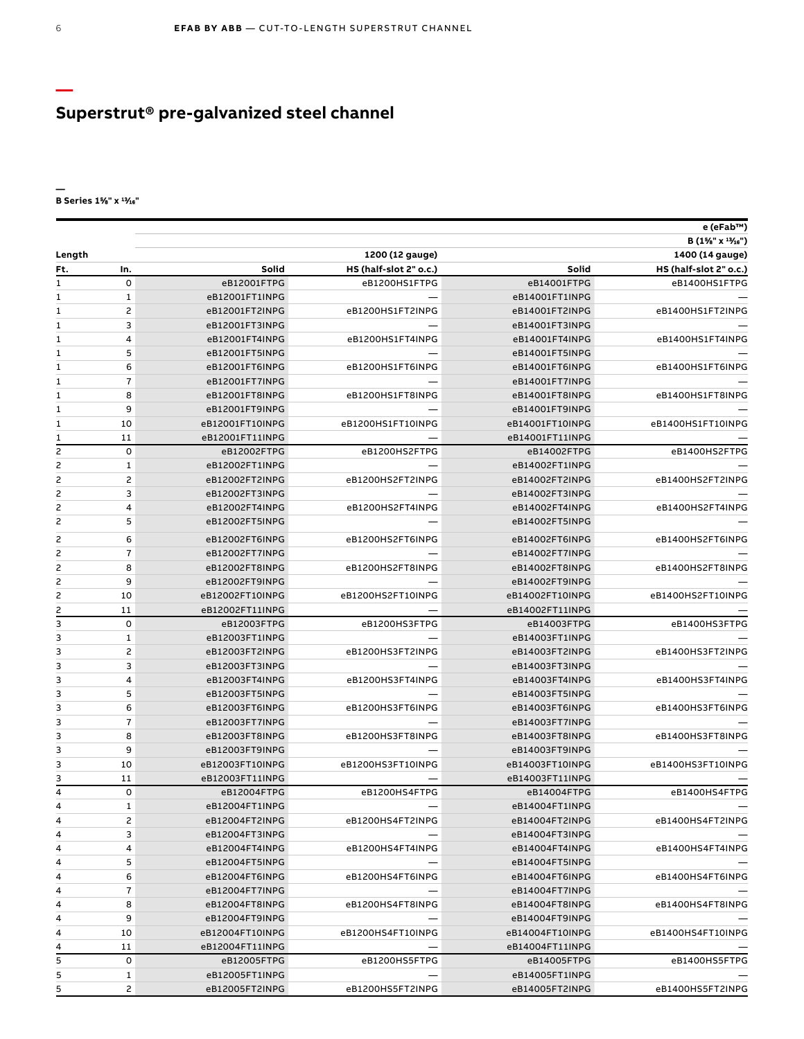## Superstrut® pre-galvanized steel channel

B Series 1⅝" x 1³⁄₁₆"

| Length | | e (eFab™) | | | |
|---|---|---|---|---|---|
| | | B (1⅝" x 1³⁄₁₆") | | | |
| | | 1200 (12 gauge) | | 1400 (14 gauge) | |
| Ft. | In. | Solid | HS (half-slot 2" o.c.) | Solid | HS (half-slot 2" o.c.) |
| 1 | 0 | eB12001FTPG | eB1200HS1FTPG | eB14001FTPG | eB1400HS1FTPG |
| 1 | 1 | eB12001FT1INPG | — | eB14001FT1INPG | — |
| 1 | 2 | eB12001FT2INPG | eB1200HS1FT2INPG | eB14001FT2INPG | eB1400HS1FT2INPG |
| 1 | 3 | eB12001FT3INPG | — | eB14001FT3INPG | — |
| 1 | 4 | eB12001FT4INPG | eB1200HS1FT4INPG | eB14001FT4INPG | eB1400HS1FT4INPG |
| 1 | 5 | eB12001FT5INPG | — | eB14001FT5INPG | — |
| 1 | 6 | eB12001FT6INPG | eB1200HS1FT6INPG | eB14001FT6INPG | eB1400HS1FT6INPG |
| 1 | 7 | eB12001FT7INPG | — | eB14001FT7INPG | — |
| 1 | 8 | eB12001FT8INPG | eB1200HS1FT8INPG | eB14001FT8INPG | eB1400HS1FT8INPG |
| 1 | 9 | eB12001FT9INPG | — | eB14001FT9INPG | — |
| 1 | 10 | eB12001FT10INPG | eB1200HS1FT10INPG | eB14001FT10INPG | eB1400HS1FT10INPG |
| 1 | 11 | eB12001FT11INPG | — | eB14001FT11INPG | — |
| 2 | 0 | eB12002FTPG | eB1200HS2FTPG | eB14002FTPG | eB1400HS2FTPG |
| 2 | 1 | eB12002FT1INPG | — | eB14002FT1INPG | — |
| 2 | 2 | eB12002FT2INPG | eB1200HS2FT2INPG | eB14002FT2INPG | eB1400HS2FT2INPG |
| 2 | 3 | eB12002FT3INPG | — | eB14002FT3INPG | — |
| 2 | 4 | eB12002FT4INPG | eB1200HS2FT4INPG | eB14002FT4INPG | eB1400HS2FT4INPG |
| 2 | 5 | eB12002FT5INPG | — | eB14002FT5INPG | — |
| 2 | 6 | eB12002FT6INPG | eB1200HS2FT6INPG | eB14002FT6INPG | eB1400HS2FT6INPG |
| 2 | 7 | eB12002FT7INPG | — | eB14002FT7INPG | — |
| 2 | 8 | eB12002FT8INPG | eB1200HS2FT8INPG | eB14002FT8INPG | eB1400HS2FT8INPG |
| 2 | 9 | eB12002FT9INPG | — | eB14002FT9INPG | — |
| 2 | 10 | eB12002FT10INPG | eB1200HS2FT10INPG | eB14002FT10INPG | eB1400HS2FT10INPG |
| 2 | 11 | eB12002FT11INPG | — | eB14002FT11INPG | — |
| 3 | 0 | eB12003FTPG | eB1200HS3FTPG | eB14003FTPG | eB1400HS3FTPG |
| 3 | 1 | eB12003FT1INPG | — | eB14003FT1INPG | — |
| 3 | 2 | eB12003FT2INPG | eB1200HS3FT2INPG | eB14003FT2INPG | eB1400HS3FT2INPG |
| 3 | 3 | eB12003FT3INPG | — | eB14003FT3INPG | — |
| 3 | 4 | eB12003FT4INPG | eB1200HS3FT4INPG | eB14003FT4INPG | eB1400HS3FT4INPG |
| 3 | 5 | eB12003FT5INPG | — | eB14003FT5INPG | — |
| 3 | 6 | eB12003FT6INPG | eB1200HS3FT6INPG | eB14003FT6INPG | eB1400HS3FT6INPG |
| 3 | 7 | eB12003FT7INPG | — | eB14003FT7INPG | — |
| 3 | 8 | eB12003FT8INPG | eB1200HS3FT8INPG | eB14003FT8INPG | eB1400HS3FT8INPG |
| 3 | 9 | eB12003FT9INPG | — | eB14003FT9INPG | — |
| 3 | 10 | eB12003FT10INPG | eB1200HS3FT10INPG | eB14003FT10INPG | eB1400HS3FT10INPG |
| 3 | 11 | eB12003FT11INPG | — | eB14003FT11INPG | — |
| 4 | 0 | eB12004FTPG | eB1200HS4FTPG | eB14004FTPG | eB1400HS4FTPG |
| 4 | 1 | eB12004FT1INPG | — | eB14004FT1INPG | — |
| 4 | 2 | eB12004FT2INPG | eB1200HS4FT2INPG | eB14004FT2INPG | eB1400HS4FT2INPG |
| 4 | 3 | eB12004FT3INPG | — | eB14004FT3INPG | — |
| 4 | 4 | eB12004FT4INPG | eB1200HS4FT4INPG | eB14004FT4INPG | eB1400HS4FT4INPG |
| 4 | 5 | eB12004FT5INPG | — | eB14004FT5INPG | — |
| 4 | 6 | eB12004FT6INPG | eB1200HS4FT6INPG | eB14004FT6INPG | eB1400HS4FT6INPG |
| 4 | 7 | eB12004FT7INPG | — | eB14004FT7INPG | — |
| 4 | 8 | eB12004FT8INPG | eB1200HS4FT8INPG | eB14004FT8INPG | eB1400HS4FT8INPG |
| 4 | 9 | eB12004FT9INPG | — | eB14004FT9INPG | — |
| 4 | 10 | eB12004FT10INPG | eB1200HS4FT10INPG | eB14004FT10INPG | eB1400HS4FT10INPG |
| 4 | 11 | eB12004FT11INPG | — | eB14004FT11INPG | — |
| 5 | 0 | eB12005FTPG | eB1200HS5FTPG | eB14005FTPG | eB1400HS5FTPG |
| 5 | 1 | eB12005FT1INPG | — | eB14005FT1INPG | — |
| 5 | 2 | eB12005FT2INPG | eB1200HS5FT2INPG | eB14005FT2INPG | eB1400HS5FT2INPG |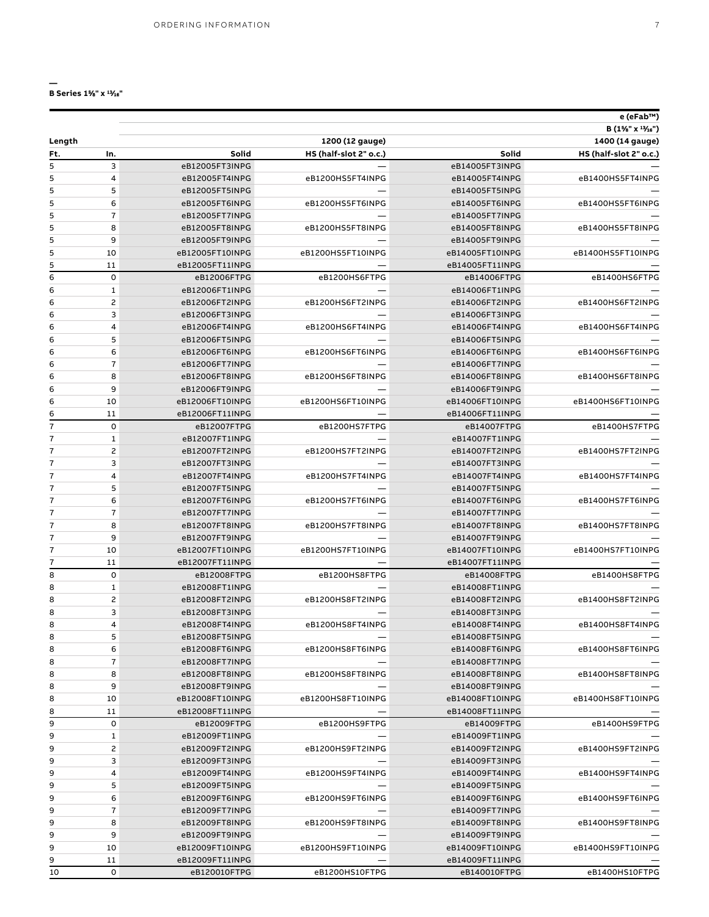## B Series 1⅝" x 13⁄16"

| Length | | e (eFab™) B (1⅝" x 13⁄16") 1200 (12 gauge) | | 1400 (14 gauge) | |
|---|---|---|---|---|---|
| Ft. | In. | Solid | HS (half-slot 2" o.c.) | Solid | HS (half-slot 2" o.c.) |
| 5 | 3 | eB12005FT3INPG | — | eB14005FT3INPG | — |
| 5 | 4 | eB12005FT4INPG | eB1200HS5FT4INPG | eB14005FT4INPG | eB1400HS5FT4INPG |
| 5 | 5 | eB12005FT5INPG | — | eB14005FT5INPG | — |
| 5 | 6 | eB12005FT6INPG | eB1200HS5FT6INPG | eB14005FT6INPG | eB1400HS5FT6INPG |
| 5 | 7 | eB12005FT7INPG | — | eB14005FT7INPG | — |
| 5 | 8 | eB12005FT8INPG | eB1200HS5FT8INPG | eB14005FT8INPG | eB1400HS5FT8INPG |
| 5 | 9 | eB12005FT9INPG | — | eB14005FT9INPG | — |
| 5 | 10 | eB12005FT10INPG | eB1200HS5FT10INPG | eB14005FT10INPG | eB1400HS5FT10INPG |
| 5 | 11 | eB12005FT11INPG | — | eB14005FT11INPG | — |
| 6 | 0 | eB12006FTPG | eB1200HS6FTPG | eB14006FTPG | eB1400HS6FTPG |
| 6 | 1 | eB12006FT1INPG | — | eB14006FT1INPG | — |
| 6 | 2 | eB12006FT2INPG | eB1200HS6FT2INPG | eB14006FT2INPG | eB1400HS6FT2INPG |
| 6 | 3 | eB12006FT3INPG | — | eB14006FT3INPG | — |
| 6 | 4 | eB12006FT4INPG | eB1200HS6FT4INPG | eB14006FT4INPG | eB1400HS6FT4INPG |
| 6 | 5 | eB12006FT5INPG | — | eB14006FT5INPG | — |
| 6 | 6 | eB12006FT6INPG | eB1200HS6FT6INPG | eB14006FT6INPG | eB1400HS6FT6INPG |
| 6 | 7 | eB12006FT7INPG | — | eB14006FT7INPG | — |
| 6 | 8 | eB12006FT8INPG | eB1200HS6FT8INPG | eB14006FT8INPG | eB1400HS6FT8INPG |
| 6 | 9 | eB12006FT9INPG | — | eB14006FT9INPG | — |
| 6 | 10 | eB12006FT10INPG | eB1200HS6FT10INPG | eB14006FT10INPG | eB1400HS6FT10INPG |
| 6 | 11 | eB12006FT11INPG | — | eB14006FT11INPG | — |
| 7 | 0 | eB12007FTPG | eB1200HS7FTPG | eB14007FTPG | eB1400HS7FTPG |
| 7 | 1 | eB12007FT1INPG | — | eB14007FT1INPG | — |
| 7 | 2 | eB12007FT2INPG | eB1200HS7FT2INPG | eB14007FT2INPG | eB1400HS7FT2INPG |
| 7 | 3 | eB12007FT3INPG | — | eB14007FT3INPG | — |
| 7 | 4 | eB12007FT4INPG | eB1200HS7FT4INPG | eB14007FT4INPG | eB1400HS7FT4INPG |
| 7 | 5 | eB12007FT5INPG | — | eB14007FT5INPG | — |
| 7 | 6 | eB12007FT6INPG | eB1200HS7FT6INPG | eB14007FT6INPG | eB1400HS7FT6INPG |
| 7 | 7 | eB12007FT7INPG | — | eB14007FT7INPG | — |
| 7 | 8 | eB12007FT8INPG | eB1200HS7FT8INPG | eB14007FT8INPG | eB1400HS7FT8INPG |
| 7 | 9 | eB12007FT9INPG | — | eB14007FT9INPG | — |
| 7 | 10 | eB12007FT10INPG | eB1200HS7FT10INPG | eB14007FT10INPG | eB1400HS7FT10INPG |
| 7 | 11 | eB12007FT11INPG | — | eB14007FT11INPG | — |
| 8 | 0 | eB12008FTPG | eB1200HS8FTPG | eB14008FTPG | eB1400HS8FTPG |
| 8 | 1 | eB12008FT1INPG | — | eB14008FT1INPG | — |
| 8 | 2 | eB12008FT2INPG | eB1200HS8FT2INPG | eB14008FT2INPG | eB1400HS8FT2INPG |
| 8 | 3 | eB12008FT3INPG | — | eB14008FT3INPG | — |
| 8 | 4 | eB12008FT4INPG | eB1200HS8FT4INPG | eB14008FT4INPG | eB1400HS8FT4INPG |
| 8 | 5 | eB12008FT5INPG | — | eB14008FT5INPG | — |
| 8 | 6 | eB12008FT6INPG | eB1200HS8FT6INPG | eB14008FT6INPG | eB1400HS8FT6INPG |
| 8 | 7 | eB12008FT7INPG | — | eB14008FT7INPG | — |
| 8 | 8 | eB12008FT8INPG | eB1200HS8FT8INPG | eB14008FT8INPG | eB1400HS8FT8INPG |
| 8 | 9 | eB12008FT9INPG | — | eB14008FT9INPG | — |
| 8 | 10 | eB12008FT10INPG | eB1200HS8FT10INPG | eB14008FT10INPG | eB1400HS8FT10INPG |
| 8 | 11 | eB12008FT11INPG | — | eB14008FT11INPG | — |
| 9 | 0 | eB12009FTPG | eB1200HS9FTPG | eB14009FTPG | eB1400HS9FTPG |
| 9 | 1 | eB12009FT1INPG | — | eB14009FT1INPG | — |
| 9 | 2 | eB12009FT2INPG | eB1200HS9FT2INPG | eB14009FT2INPG | eB1400HS9FT2INPG |
| 9 | 3 | eB12009FT3INPG | — | eB14009FT3INPG | — |
| 9 | 4 | eB12009FT4INPG | eB1200HS9FT4INPG | eB14009FT4INPG | eB1400HS9FT4INPG |
| 9 | 5 | eB12009FT5INPG | — | eB14009FT5INPG | — |
| 9 | 6 | eB12009FT6INPG | eB1200HS9FT6INPG | eB14009FT6INPG | eB1400HS9FT6INPG |
| 9 | 7 | eB12009FT7INPG | — | eB14009FT7INPG | — |
| 9 | 8 | eB12009FT8INPG | eB1200HS9FT8INPG | eB14009FT8INPG | eB1400HS9FT8INPG |
| 9 | 9 | eB12009FT9INPG | — | eB14009FT9INPG | — |
| 9 | 10 | eB12009FT10INPG | eB1200HS9FT10INPG | eB14009FT10INPG | eB1400HS9FT10INPG |
| 9 | 11 | eB12009FT11INPG | — | eB14009FT11INPG | — |
| 10 | 0 | eB120010FTPG | eB1200HS10FTPG | eB140010FTPG | eB1400HS10FTPG |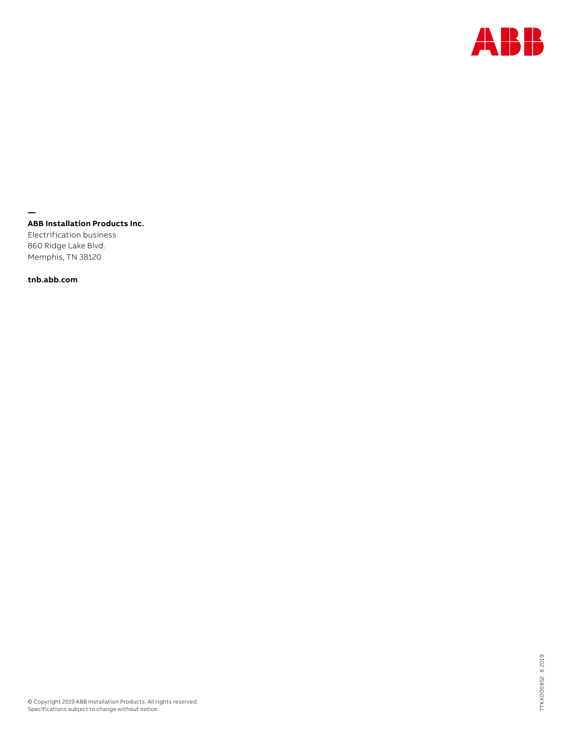—

**ABB Installation Products Inc.**
Electrification business
860 Ridge Lake Blvd.
Memphis, TN 38120

**tnb.abb.com**

© Copyright 2019 ABB Installation Products. All rights reserved.
Specifications subject to change without notice.

7TKK000852 8.2019